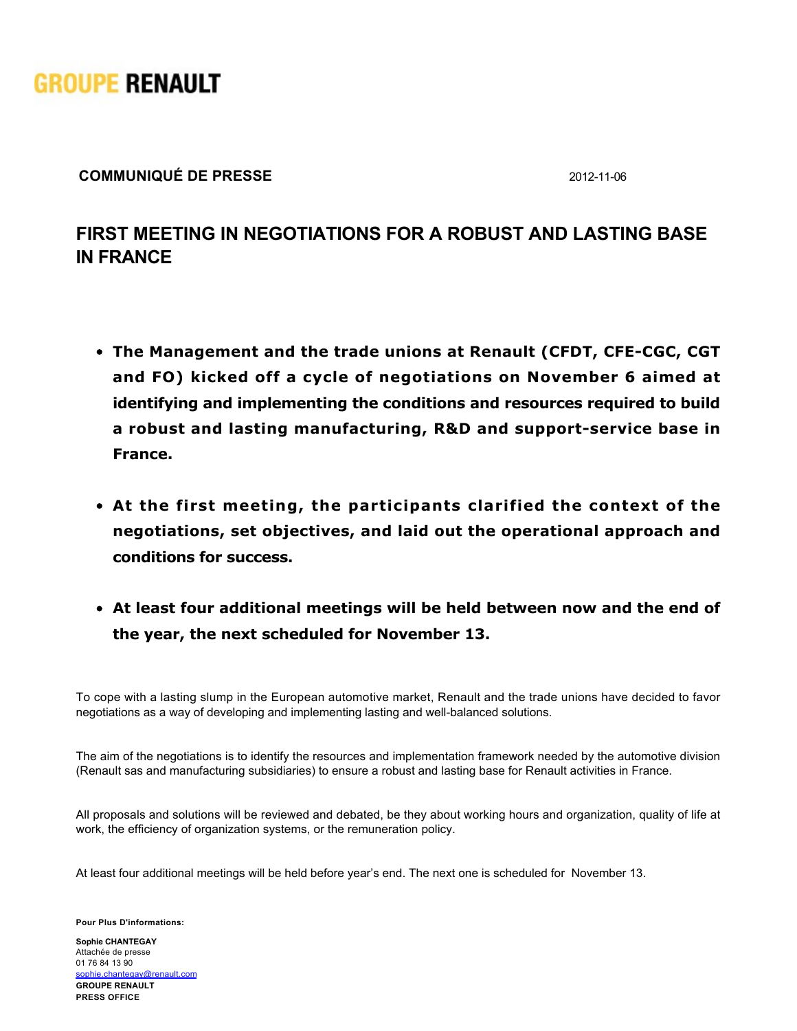GROUPE RENAULT

**COMMUNIQUÉ DE PRESSE** 2012-11-06

# FIRST MEETING IN NEGOTIATIONS FOR A ROBUST AND LASTING BASE IN FRANCE

- **The Management and the trade unions at Renault (CFDT, CFE-CGC, CGT and FO) kicked off a cycle of negotiations on November 6 aimed at identifying and implementing the conditions and resources required to build a robust and lasting manufacturing, R&D and support-service base in France.**
- **At the first meeting, the participants clarified the context of the negotiations, set objectives, and laid out the operational approach and conditions for success.**
- **At least four additional meetings will be held between now and the end of the year, the next scheduled for November 13.**

To cope with a lasting slump in the European automotive market, Renault and the trade unions have decided to favor negotiations as a way of developing and implementing lasting and well-balanced solutions.

The aim of the negotiations is to identify the resources and implementation framework needed by the automotive division (Renault sas and manufacturing subsidiaries) to ensure a robust and lasting base for Renault activities in France.

All proposals and solutions will be reviewed and debated, be they about working hours and organization, quality of life at work, the efficiency of organization systems, or the remuneration policy.

At least four additional meetings will be held before year's end. The next one is scheduled for November 13.

**Pour Plus D'informations:**

**Sophie CHANTEGAY**
Attachée de presse
01 76 84 13 90
sophie.chantegay@renault.com
**GROUPE RENAULT**
**PRESS OFFICE**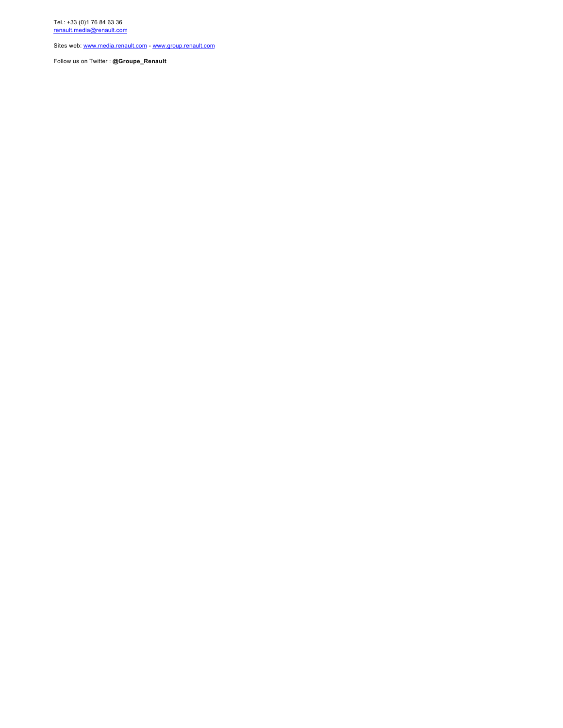Tel.: +33 (0)1 76 84 63 36
renault.media@renault.com

Sites web: www.media.renault.com - www.group.renault.com

Follow us on Twitter : **@Groupe_Renault**